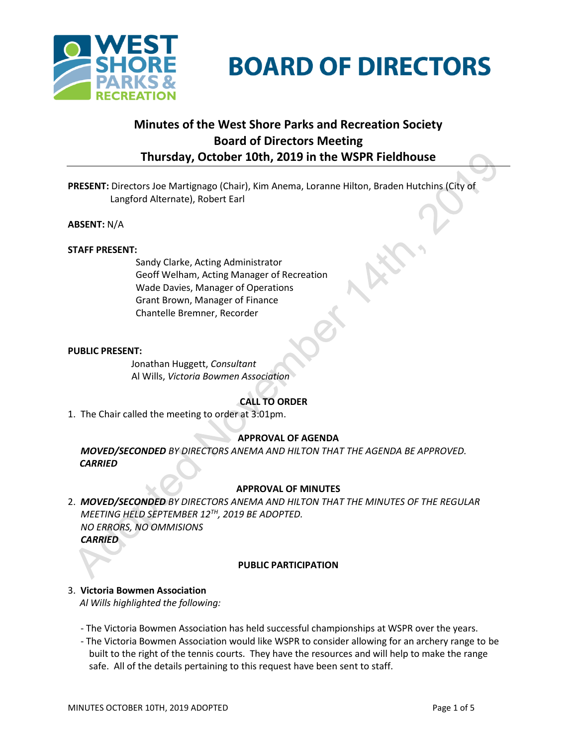# BOARD OF DIRECTORS

## Minutes of the West Shore Parks and Recreation Society Board of Directors Meeting Thursday, October 10th, 2019 in the WSPR Fieldhouse

**PRESENT:** Directors Joe Martignago (Chair), Kim Anema, Loranne Hilton, Braden Hutchins (City of Langford Alternate), Robert Earl

**ABSENT:** N/A

**STAFF PRESENT:**

Sandy Clarke, Acting Administrator
Geoff Welham, Acting Manager of Recreation
Wade Davies, Manager of Operations
Grant Brown, Manager of Finance
Chantelle Bremner, Recorder

**PUBLIC PRESENT:**

Jonathan Huggett, *Consultant*
Al Wills, *Victoria Bowmen Association*

**CALL TO ORDER**

1. The Chair called the meeting to order at 3:01pm.

**APPROVAL OF AGENDA**

***MOVED/SECONDED** BY DIRECTORS ANEMA AND HILTON THAT THE AGENDA BE APPROVED.*
***CARRIED***

**APPROVAL OF MINUTES**

2. ***MOVED/SECONDED** BY DIRECTORS ANEMA AND HILTON THAT THE MINUTES OF THE REGULAR MEETING HELD SEPTEMBER 12TH, 2019 BE ADOPTED.*
*NO ERRORS, NO OMMISIONS*
***CARRIED***

**PUBLIC PARTICIPATION**

3. **Victoria Bowmen Association**
*Al Wills highlighted the following:*

- The Victoria Bowmen Association has held successful championships at WSPR over the years.
- The Victoria Bowmen Association would like WSPR to consider allowing for an archery range to be built to the right of the tennis courts. They have the resources and will help to make the range safe. All of the details pertaining to this request have been sent to staff.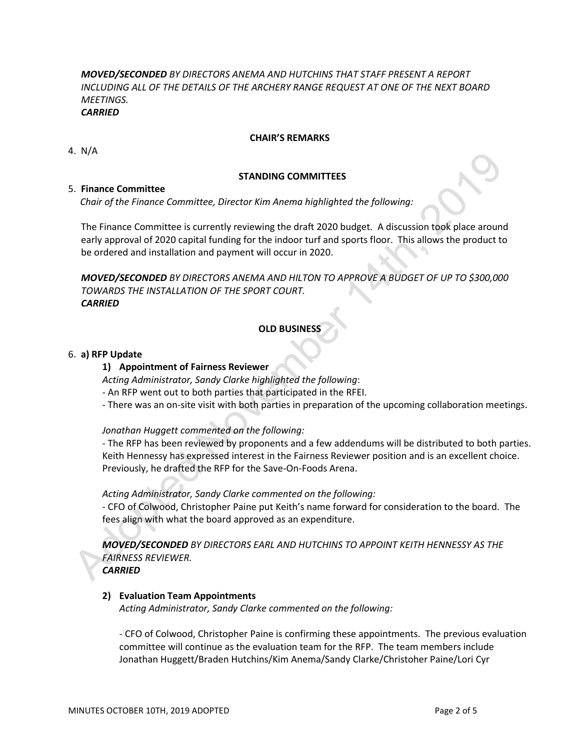***MOVED/SECONDED** BY DIRECTORS ANEMA AND HUTCHINS THAT STAFF PRESENT A REPORT INCLUDING ALL OF THE DETAILS OF THE ARCHERY RANGE REQUEST AT ONE OF THE NEXT BOARD MEETINGS.*
***CARRIED***

**CHAIR'S REMARKS**

4. N/A

**STANDING COMMITTEES**

5. **Finance Committee**
*Chair of the Finance Committee, Director Kim Anema highlighted the following:*

The Finance Committee is currently reviewing the draft 2020 budget. A discussion took place around early approval of 2020 capital funding for the indoor turf and sports floor. This allows the product to be ordered and installation and payment will occur in 2020.

***MOVED/SECONDED** BY DIRECTORS ANEMA AND HILTON TO APPROVE A BUDGET OF UP TO $300,000 TOWARDS THE INSTALLATION OF THE SPORT COURT.*
***CARRIED***

**OLD BUSINESS**

6. **a) RFP Update**

**1) Appointment of Fairness Reviewer**

*Acting Administrator, Sandy Clarke highlighted the following*:
- An RFP went out to both parties that participated in the RFEI.
- There was an on-site visit with both parties in preparation of the upcoming collaboration meetings.

*Jonathan Huggett commented on the following:*
- The RFP has been reviewed by proponents and a few addendums will be distributed to both parties. Keith Hennessy has expressed interest in the Fairness Reviewer position and is an excellent choice. Previously, he drafted the RFP for the Save-On-Foods Arena.

*Acting Administrator, Sandy Clarke commented on the following:*
- CFO of Colwood, Christopher Paine put Keith's name forward for consideration to the board. The fees align with what the board approved as an expenditure.

***MOVED/SECONDED** BY DIRECTORS EARL AND HUTCHINS TO APPOINT KEITH HENNESSY AS THE FAIRNESS REVIEWER.*
***CARRIED***

**2) Evaluation Team Appointments**

*Acting Administrator, Sandy Clarke commented on the following:*

- CFO of Colwood, Christopher Paine is confirming these appointments. The previous evaluation committee will continue as the evaluation team for the RFP. The team members include Jonathan Huggett/Braden Hutchins/Kim Anema/Sandy Clarke/Christoher Paine/Lori Cyr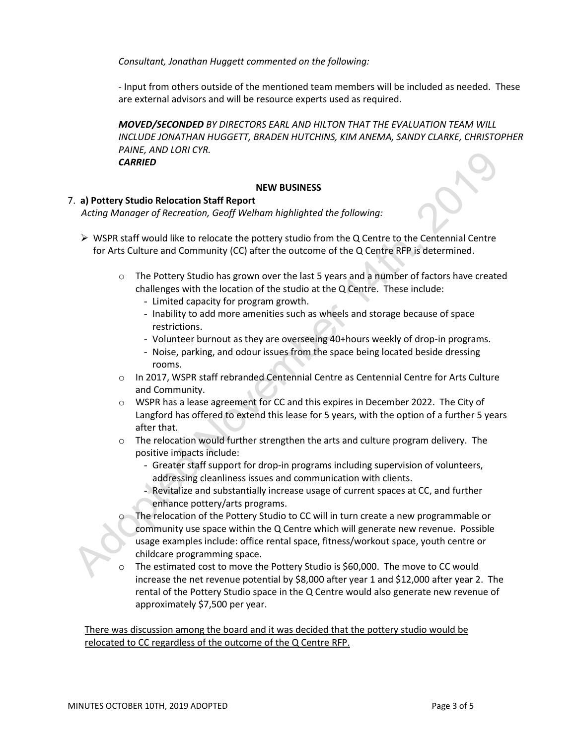*Consultant, Jonathan Huggett commented on the following:*

- Input from others outside of the mentioned team members will be included as needed. These are external advisors and will be resource experts used as required.

***MOVED/SECONDED*** *BY DIRECTORS EARL AND HILTON THAT THE EVALUATION TEAM WILL INCLUDE JONATHAN HUGGETT, BRADEN HUTCHINS, KIM ANEMA, SANDY CLARKE, CHRISTOPHER PAINE, AND LORI CYR.*
***CARRIED***

**NEW BUSINESS**

7. **a) Pottery Studio Relocation Staff Report**
*Acting Manager of Recreation, Geoff Welham highlighted the following:*

- WSPR staff would like to relocate the pottery studio from the Q Centre to the Centennial Centre for Arts Culture and Community (CC) after the outcome of the Q Centre RFP is determined.
    - The Pottery Studio has grown over the last 5 years and a number of factors have created challenges with the location of the studio at the Q Centre. These include:
        - Limited capacity for program growth.
        - Inability to add more amenities such as wheels and storage because of space restrictions.
        - Volunteer burnout as they are overseeing 40+hours weekly of drop-in programs.
        - Noise, parking, and odour issues from the space being located beside dressing rooms.
    - In 2017, WSPR staff rebranded Centennial Centre as Centennial Centre for Arts Culture and Community.
    - WSPR has a lease agreement for CC and this expires in December 2022. The City of Langford has offered to extend this lease for 5 years, with the option of a further 5 years after that.
    - The relocation would further strengthen the arts and culture program delivery. The positive impacts include:
        - Greater staff support for drop-in programs including supervision of volunteers, addressing cleanliness issues and communication with clients.
        - Revitalize and substantially increase usage of current spaces at CC, and further enhance pottery/arts programs.
    - The relocation of the Pottery Studio to CC will in turn create a new programmable or community use space within the Q Centre which will generate new revenue. Possible usage examples include: office rental space, fitness/workout space, youth centre or childcare programming space.
    - The estimated cost to move the Pottery Studio is $60,000. The move to CC would increase the net revenue potential by $8,000 after year 1 and $12,000 after year 2. The rental of the Pottery Studio space in the Q Centre would also generate new revenue of approximately $7,500 per year.

<u>There was discussion among the board and it was decided that the pottery studio would be relocated to CC regardless of the outcome of the Q Centre RFP.</u>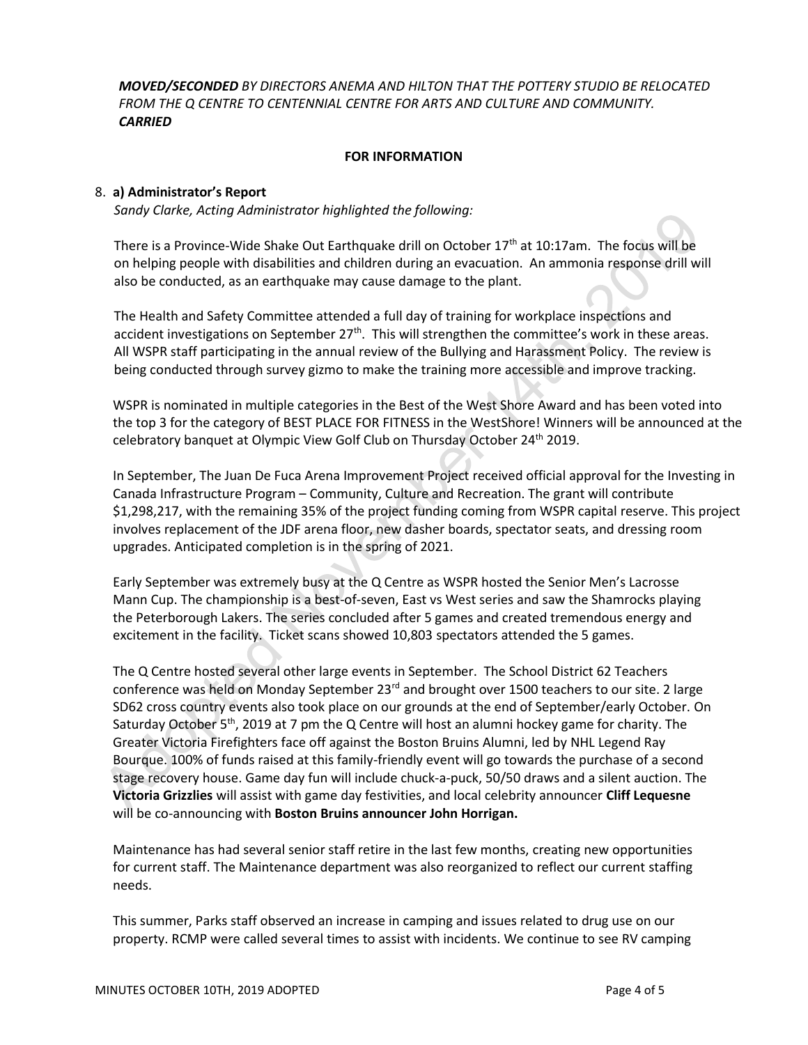***MOVED/SECONDED** BY DIRECTORS ANEMA AND HILTON THAT THE POTTERY STUDIO BE RELOCATED FROM THE Q CENTRE TO CENTENNIAL CENTRE FOR ARTS AND CULTURE AND COMMUNITY.*
***CARRIED***

**FOR INFORMATION**

8. **a) Administrator's Report**
*Sandy Clarke, Acting Administrator highlighted the following:*

There is a Province-Wide Shake Out Earthquake drill on October 17th at 10:17am. The focus will be on helping people with disabilities and children during an evacuation. An ammonia response drill will also be conducted, as an earthquake may cause damage to the plant.

The Health and Safety Committee attended a full day of training for workplace inspections and accident investigations on September 27th. This will strengthen the committee's work in these areas. All WSPR staff participating in the annual review of the Bullying and Harassment Policy. The review is being conducted through survey gizmo to make the training more accessible and improve tracking.

WSPR is nominated in multiple categories in the Best of the West Shore Award and has been voted into the top 3 for the category of BEST PLACE FOR FITNESS in the WestShore! Winners will be announced at the celebratory banquet at Olympic View Golf Club on Thursday October 24th 2019.

In September, The Juan De Fuca Arena Improvement Project received official approval for the Investing in Canada Infrastructure Program – Community, Culture and Recreation. The grant will contribute $1,298,217, with the remaining 35% of the project funding coming from WSPR capital reserve. This project involves replacement of the JDF arena floor, new dasher boards, spectator seats, and dressing room upgrades. Anticipated completion is in the spring of 2021.

Early September was extremely busy at the Q Centre as WSPR hosted the Senior Men's Lacrosse Mann Cup. The championship is a best-of-seven, East vs West series and saw the Shamrocks playing the Peterborough Lakers. The series concluded after 5 games and created tremendous energy and excitement in the facility. Ticket scans showed 10,803 spectators attended the 5 games.

The Q Centre hosted several other large events in September. The School District 62 Teachers conference was held on Monday September 23rd and brought over 1500 teachers to our site. 2 large SD62 cross country events also took place on our grounds at the end of September/early October. On Saturday October 5th, 2019 at 7 pm the Q Centre will host an alumni hockey game for charity. The Greater Victoria Firefighters face off against the Boston Bruins Alumni, led by NHL Legend Ray Bourque. 100% of funds raised at this family-friendly event will go towards the purchase of a second stage recovery house. Game day fun will include chuck-a-puck, 50/50 draws and a silent auction. The **Victoria Grizzlies** will assist with game day festivities, and local celebrity announcer **Cliff Lequesne** will be co-announcing with **Boston Bruins announcer John Horrigan.**

Maintenance has had several senior staff retire in the last few months, creating new opportunities for current staff. The Maintenance department was also reorganized to reflect our current staffing needs.

This summer, Parks staff observed an increase in camping and issues related to drug use on our property. RCMP were called several times to assist with incidents. We continue to see RV camping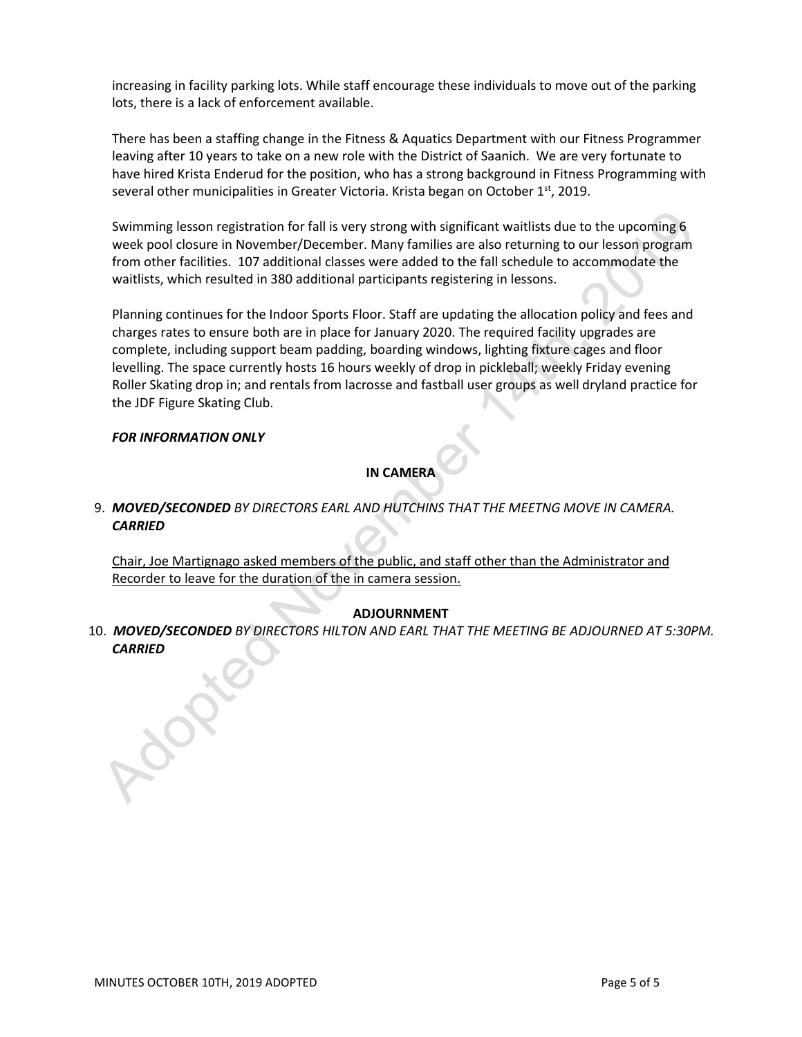increasing in facility parking lots. While staff encourage these individuals to move out of the parking lots, there is a lack of enforcement available.

There has been a staffing change in the Fitness & Aquatics Department with our Fitness Programmer leaving after 10 years to take on a new role with the District of Saanich. We are very fortunate to have hired Krista Enderud for the position, who has a strong background in Fitness Programming with several other municipalities in Greater Victoria. Krista began on October 1st, 2019.

Swimming lesson registration for fall is very strong with significant waitlists due to the upcoming 6 week pool closure in November/December. Many families are also returning to our lesson program from other facilities. 107 additional classes were added to the fall schedule to accommodate the waitlists, which resulted in 380 additional participants registering in lessons.

Planning continues for the Indoor Sports Floor. Staff are updating the allocation policy and fees and charges rates to ensure both are in place for January 2020. The required facility upgrades are complete, including support beam padding, boarding windows, lighting fixture cages and floor levelling. The space currently hosts 16 hours weekly of drop in pickleball; weekly Friday evening Roller Skating drop in; and rentals from lacrosse and fastball user groups as well dryland practice for the JDF Figure Skating Club.

***FOR INFORMATION ONLY***

**IN CAMERA**

9. ***MOVED/SECONDED*** *BY DIRECTORS EARL AND HUTCHINS THAT THE MEETNG MOVE IN CAMERA.* ***CARRIED***

   Chair, Joe Martignago asked members of the public, and staff other than the Administrator and Recorder to leave for the duration of the in camera session.

**ADJOURNMENT**

10. ***MOVED/SECONDED*** *BY DIRECTORS HILTON AND EARL THAT THE MEETING BE ADJOURNED AT 5:30PM.* ***CARRIED***